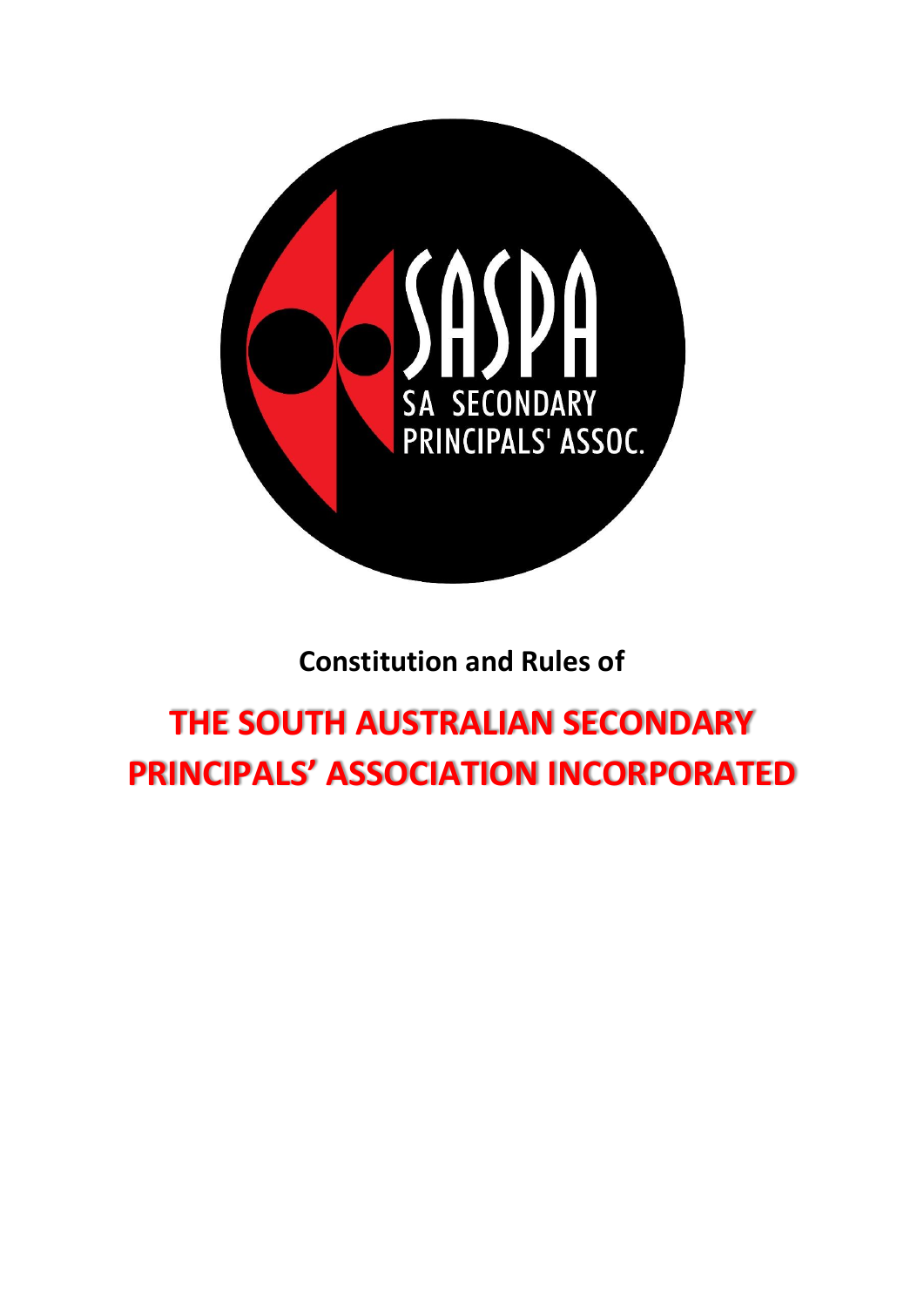**Constitution and Rules of**

# THE SOUTH AUSTRALIAN SECONDARY PRINCIPALS' ASSOCIATION INCORPORATED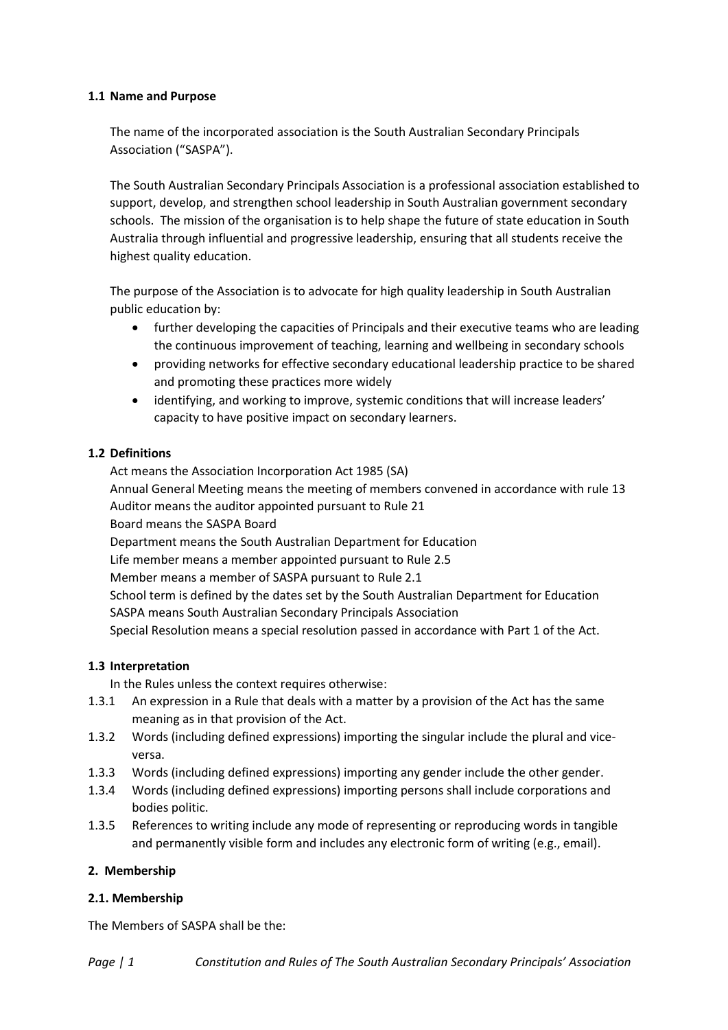### 1.1 Name and Purpose

The name of the incorporated association is the South Australian Secondary Principals Association ("SASPA").

The South Australian Secondary Principals Association is a professional association established to support, develop, and strengthen school leadership in South Australian government secondary schools. The mission of the organisation is to help shape the future of state education in South Australia through influential and progressive leadership, ensuring that all students receive the highest quality education.

The purpose of the Association is to advocate for high quality leadership in South Australian public education by:

- further developing the capacities of Principals and their executive teams who are leading the continuous improvement of teaching, learning and wellbeing in secondary schools
- providing networks for effective secondary educational leadership practice to be shared and promoting these practices more widely
- identifying, and working to improve, systemic conditions that will increase leaders' capacity to have positive impact on secondary learners.

### 1.2 Definitions

Act means the Association Incorporation Act 1985 (SA)
Annual General Meeting means the meeting of members convened in accordance with rule 13
Auditor means the auditor appointed pursuant to Rule 21
Board means the SASPA Board
Department means the South Australian Department for Education
Life member means a member appointed pursuant to Rule 2.5
Member means a member of SASPA pursuant to Rule 2.1
School term is defined by the dates set by the South Australian Department for Education
SASPA means South Australian Secondary Principals Association
Special Resolution means a special resolution passed in accordance with Part 1 of the Act.

### 1.3 Interpretation

In the Rules unless the context requires otherwise:

1.3.1 An expression in a Rule that deals with a matter by a provision of the Act has the same meaning as in that provision of the Act.

1.3.2 Words (including defined expressions) importing the singular include the plural and vice-versa.

1.3.3 Words (including defined expressions) importing any gender include the other gender.

1.3.4 Words (including defined expressions) importing persons shall include corporations and bodies politic.

1.3.5 References to writing include any mode of representing or reproducing words in tangible and permanently visible form and includes any electronic form of writing (e.g., email).

## 2. Membership

### 2.1. Membership

The Members of SASPA shall be the: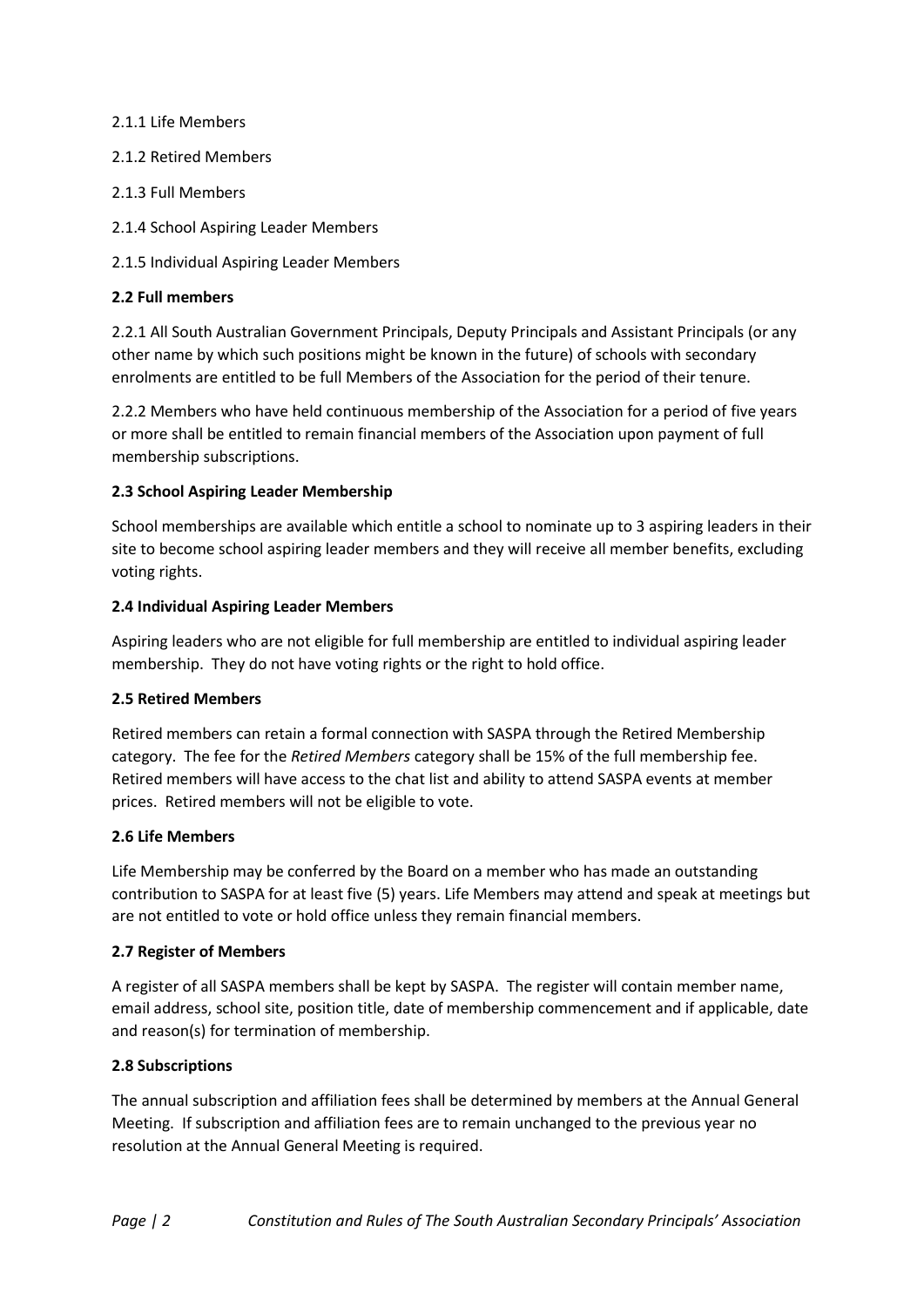2.1.1 Life Members

2.1.2 Retired Members

2.1.3 Full Members

2.1.4 School Aspiring Leader Members

2.1.5 Individual Aspiring Leader Members

**2.2 Full members**

2.2.1 All South Australian Government Principals, Deputy Principals and Assistant Principals (or any other name by which such positions might be known in the future) of schools with secondary enrolments are entitled to be full Members of the Association for the period of their tenure.

2.2.2 Members who have held continuous membership of the Association for a period of five years or more shall be entitled to remain financial members of the Association upon payment of full membership subscriptions.

**2.3 School Aspiring Leader Membership**

School memberships are available which entitle a school to nominate up to 3 aspiring leaders in their site to become school aspiring leader members and they will receive all member benefits, excluding voting rights.

**2.4 Individual Aspiring Leader Members**

Aspiring leaders who are not eligible for full membership are entitled to individual aspiring leader membership. They do not have voting rights or the right to hold office.

**2.5 Retired Members**

Retired members can retain a formal connection with SASPA through the Retired Membership category. The fee for the *Retired Members* category shall be 15% of the full membership fee. Retired members will have access to the chat list and ability to attend SASPA events at member prices. Retired members will not be eligible to vote.

**2.6 Life Members**

Life Membership may be conferred by the Board on a member who has made an outstanding contribution to SASPA for at least five (5) years. Life Members may attend and speak at meetings but are not entitled to vote or hold office unless they remain financial members.

**2.7 Register of Members**

A register of all SASPA members shall be kept by SASPA. The register will contain member name, email address, school site, position title, date of membership commencement and if applicable, date and reason(s) for termination of membership.

**2.8 Subscriptions**

The annual subscription and affiliation fees shall be determined by members at the Annual General Meeting. If subscription and affiliation fees are to remain unchanged to the previous year no resolution at the Annual General Meeting is required.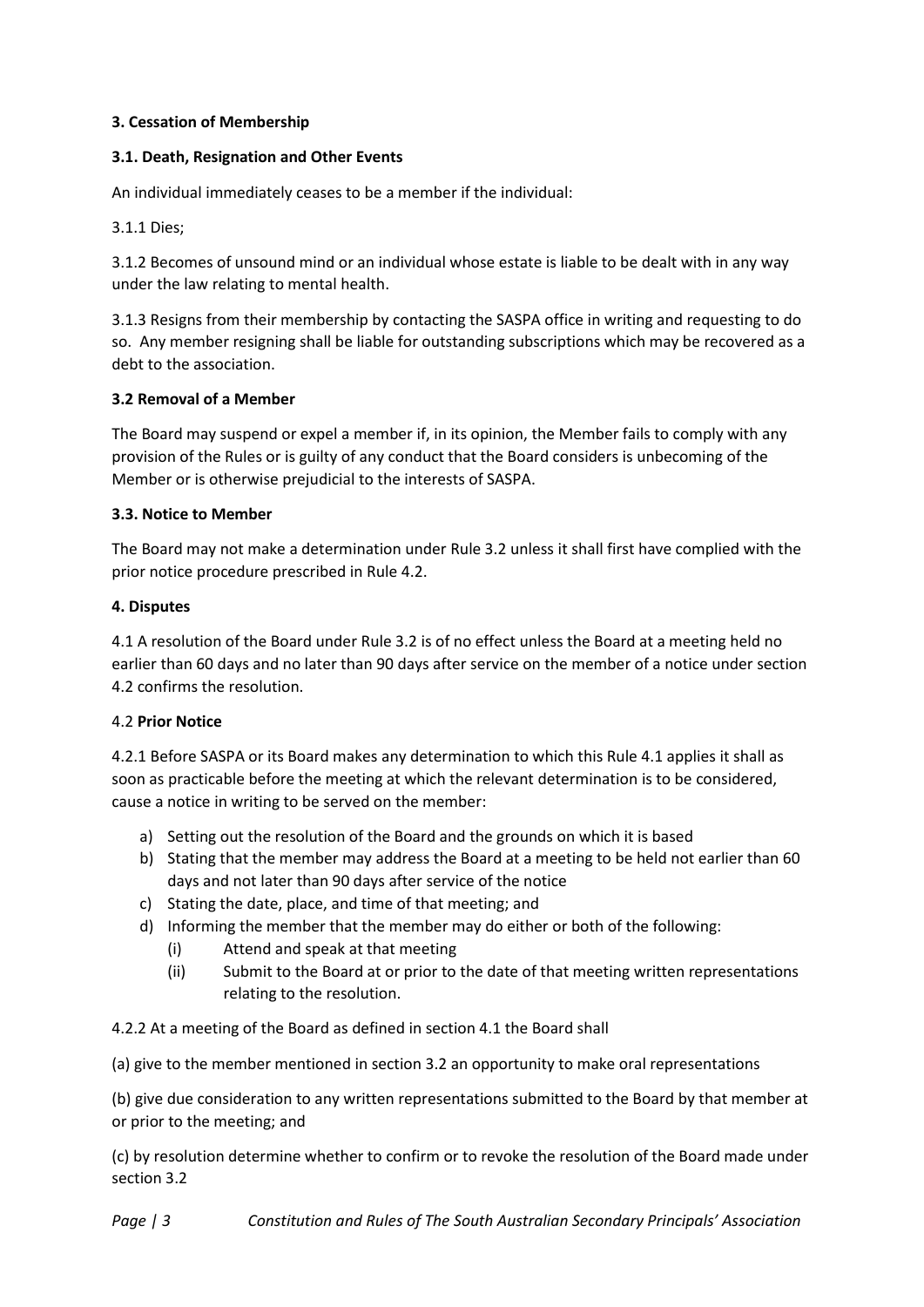## 3. Cessation of Membership

### 3.1. Death, Resignation and Other Events

An individual immediately ceases to be a member if the individual:

3.1.1 Dies;

3.1.2 Becomes of unsound mind or an individual whose estate is liable to be dealt with in any way under the law relating to mental health.

3.1.3 Resigns from their membership by contacting the SASPA office in writing and requesting to do so. Any member resigning shall be liable for outstanding subscriptions which may be recovered as a debt to the association.

### 3.2 Removal of a Member

The Board may suspend or expel a member if, in its opinion, the Member fails to comply with any provision of the Rules or is guilty of any conduct that the Board considers is unbecoming of the Member or is otherwise prejudicial to the interests of SASPA.

### 3.3. Notice to Member

The Board may not make a determination under Rule 3.2 unless it shall first have complied with the prior notice procedure prescribed in Rule 4.2.

## 4. Disputes

4.1 A resolution of the Board under Rule 3.2 is of no effect unless the Board at a meeting held no earlier than 60 days and no later than 90 days after service on the member of a notice under section 4.2 confirms the resolution.

### 4.2 **Prior Notice**

4.2.1 Before SASPA or its Board makes any determination to which this Rule 4.1 applies it shall as soon as practicable before the meeting at which the relevant determination is to be considered, cause a notice in writing to be served on the member:

a) Setting out the resolution of the Board and the grounds on which it is based
b) Stating that the member may address the Board at a meeting to be held not earlier than 60 days and not later than 90 days after service of the notice
c) Stating the date, place, and time of that meeting; and
d) Informing the member that the member may do either or both of the following:
   (i) Attend and speak at that meeting
   (ii) Submit to the Board at or prior to the date of that meeting written representations relating to the resolution.

4.2.2 At a meeting of the Board as defined in section 4.1 the Board shall

(a) give to the member mentioned in section 3.2 an opportunity to make oral representations

(b) give due consideration to any written representations submitted to the Board by that member at or prior to the meeting; and

(c) by resolution determine whether to confirm or to revoke the resolution of the Board made under section 3.2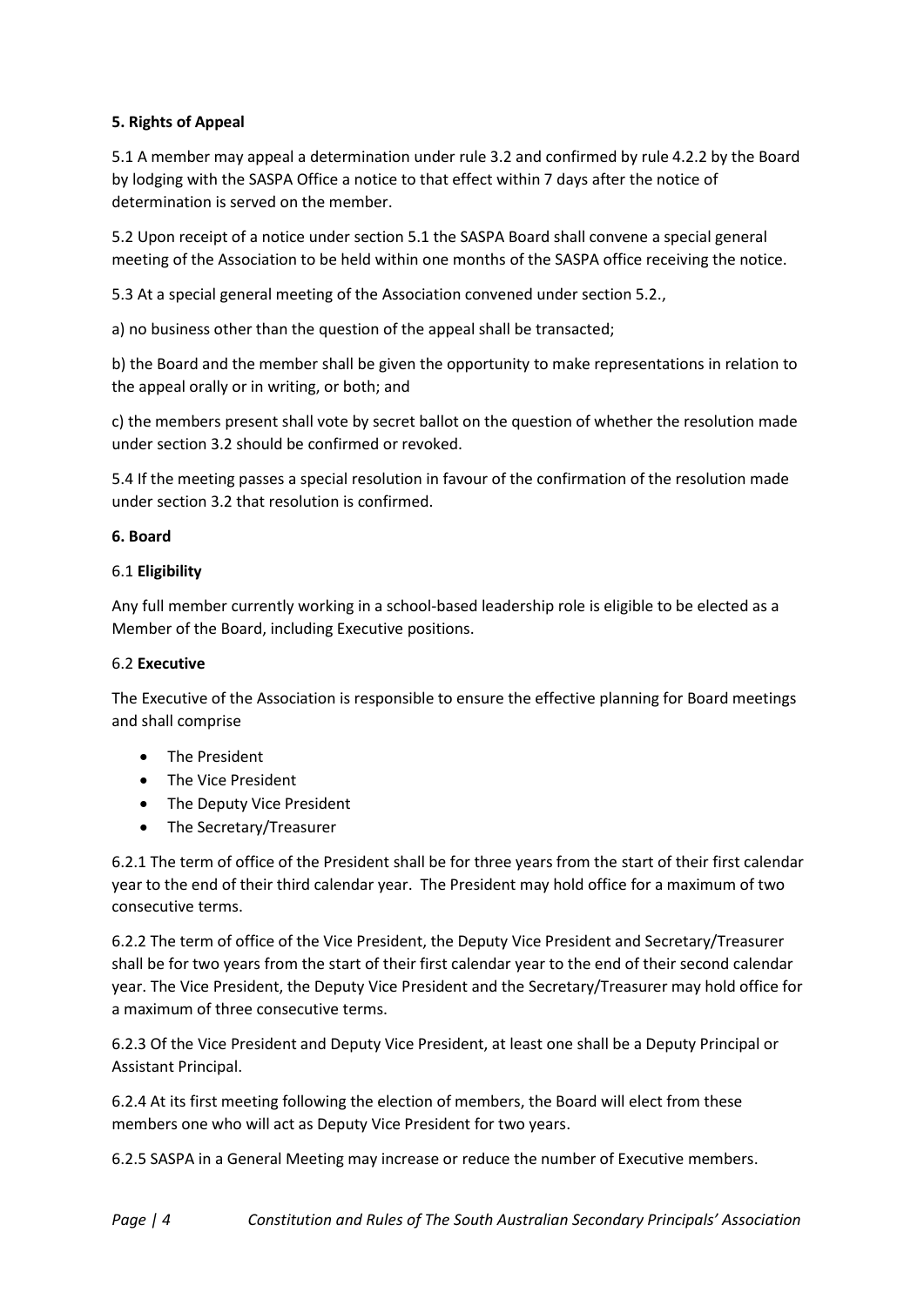**5. Rights of Appeal**

5.1 A member may appeal a determination under rule 3.2 and confirmed by rule 4.2.2 by the Board by lodging with the SASPA Office a notice to that effect within 7 days after the notice of determination is served on the member.

5.2 Upon receipt of a notice under section 5.1 the SASPA Board shall convene a special general meeting of the Association to be held within one months of the SASPA office receiving the notice.

5.3 At a special general meeting of the Association convened under section 5.2.,

a) no business other than the question of the appeal shall be transacted;

b) the Board and the member shall be given the opportunity to make representations in relation to the appeal orally or in writing, or both; and

c) the members present shall vote by secret ballot on the question of whether the resolution made under section 3.2 should be confirmed or revoked.

5.4 If the meeting passes a special resolution in favour of the confirmation of the resolution made under section 3.2 that resolution is confirmed.

**6. Board**

6.1 **Eligibility**

Any full member currently working in a school-based leadership role is eligible to be elected as a Member of the Board, including Executive positions.

6.2 **Executive**

The Executive of the Association is responsible to ensure the effective planning for Board meetings and shall comprise

- The President
- The Vice President
- The Deputy Vice President
- The Secretary/Treasurer

6.2.1 The term of office of the President shall be for three years from the start of their first calendar year to the end of their third calendar year. The President may hold office for a maximum of two consecutive terms.

6.2.2 The term of office of the Vice President, the Deputy Vice President and Secretary/Treasurer shall be for two years from the start of their first calendar year to the end of their second calendar year. The Vice President, the Deputy Vice President and the Secretary/Treasurer may hold office for a maximum of three consecutive terms.

6.2.3 Of the Vice President and Deputy Vice President, at least one shall be a Deputy Principal or Assistant Principal.

6.2.4 At its first meeting following the election of members, the Board will elect from these members one who will act as Deputy Vice President for two years.

6.2.5 SASPA in a General Meeting may increase or reduce the number of Executive members.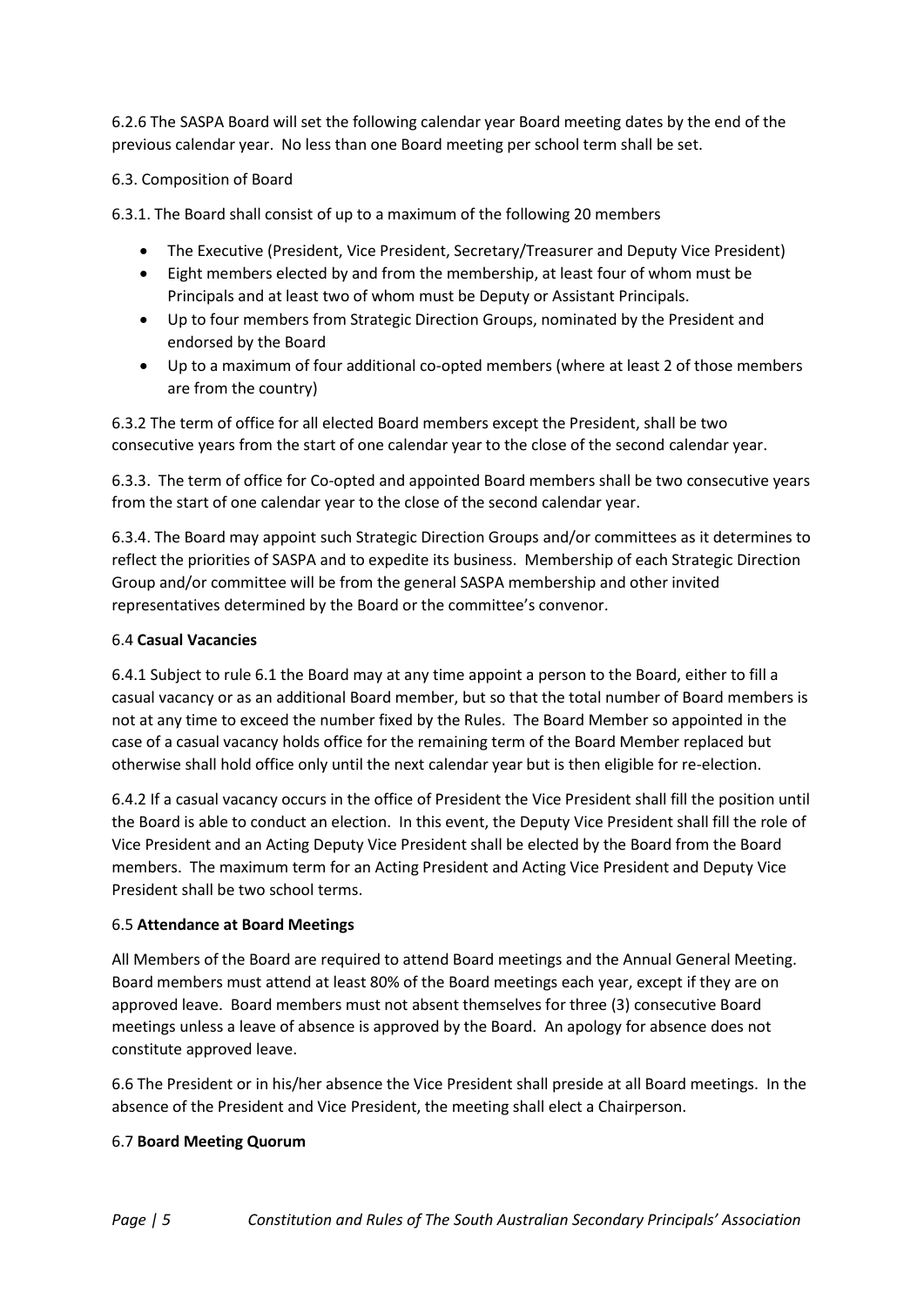6.2.6 The SASPA Board will set the following calendar year Board meeting dates by the end of the previous calendar year. No less than one Board meeting per school term shall be set.

6.3. Composition of Board

6.3.1. The Board shall consist of up to a maximum of the following 20 members

- The Executive (President, Vice President, Secretary/Treasurer and Deputy Vice President)
- Eight members elected by and from the membership, at least four of whom must be Principals and at least two of whom must be Deputy or Assistant Principals.
- Up to four members from Strategic Direction Groups, nominated by the President and endorsed by the Board
- Up to a maximum of four additional co-opted members (where at least 2 of those members are from the country)

6.3.2 The term of office for all elected Board members except the President, shall be two consecutive years from the start of one calendar year to the close of the second calendar year.

6.3.3. The term of office for Co-opted and appointed Board members shall be two consecutive years from the start of one calendar year to the close of the second calendar year.

6.3.4. The Board may appoint such Strategic Direction Groups and/or committees as it determines to reflect the priorities of SASPA and to expedite its business. Membership of each Strategic Direction Group and/or committee will be from the general SASPA membership and other invited representatives determined by the Board or the committee's convenor.

6.4 **Casual Vacancies**

6.4.1 Subject to rule 6.1 the Board may at any time appoint a person to the Board, either to fill a casual vacancy or as an additional Board member, but so that the total number of Board members is not at any time to exceed the number fixed by the Rules. The Board Member so appointed in the case of a casual vacancy holds office for the remaining term of the Board Member replaced but otherwise shall hold office only until the next calendar year but is then eligible for re-election.

6.4.2 If a casual vacancy occurs in the office of President the Vice President shall fill the position until the Board is able to conduct an election. In this event, the Deputy Vice President shall fill the role of Vice President and an Acting Deputy Vice President shall be elected by the Board from the Board members. The maximum term for an Acting President and Acting Vice President and Deputy Vice President shall be two school terms.

6.5 **Attendance at Board Meetings**

All Members of the Board are required to attend Board meetings and the Annual General Meeting. Board members must attend at least 80% of the Board meetings each year, except if they are on approved leave. Board members must not absent themselves for three (3) consecutive Board meetings unless a leave of absence is approved by the Board. An apology for absence does not constitute approved leave.

6.6 The President or in his/her absence the Vice President shall preside at all Board meetings. In the absence of the President and Vice President, the meeting shall elect a Chairperson.

6.7 **Board Meeting Quorum**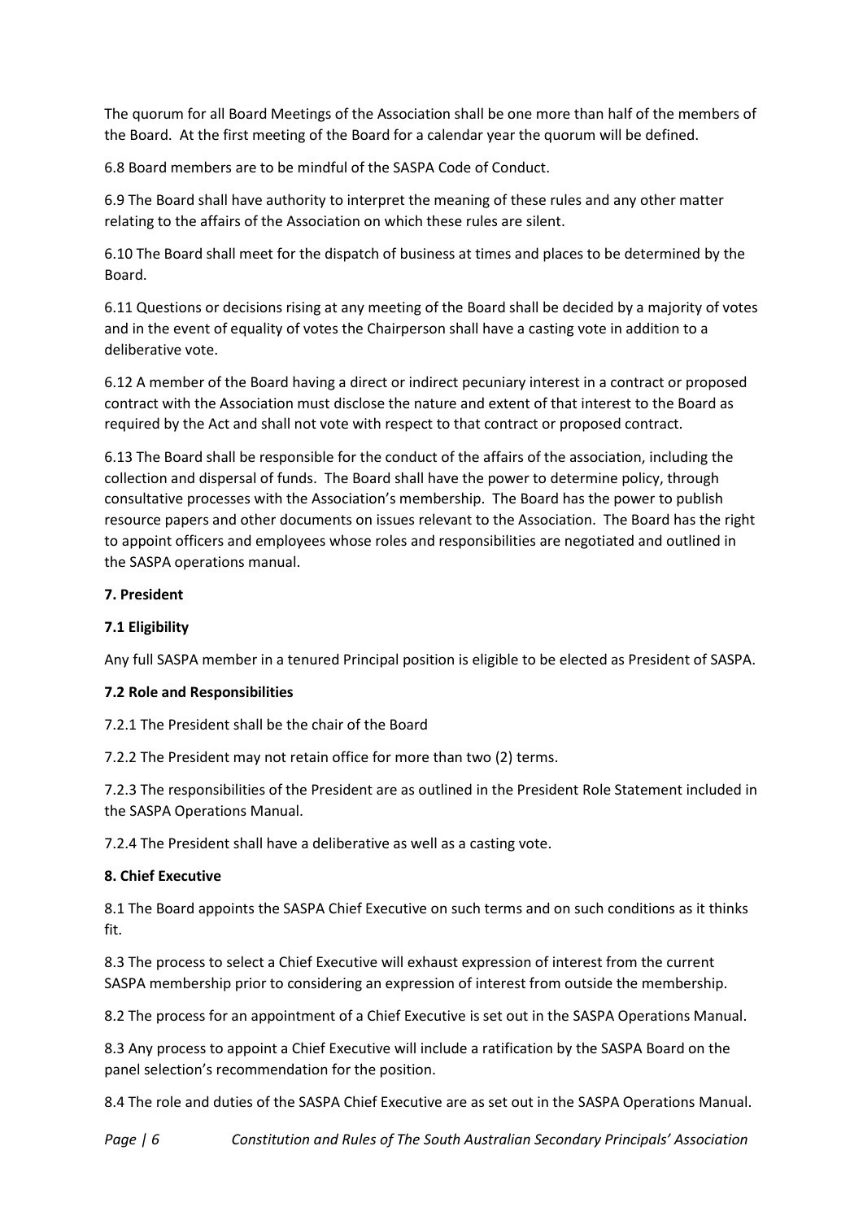The quorum for all Board Meetings of the Association shall be one more than half of the members of the Board. At the first meeting of the Board for a calendar year the quorum will be defined.

6.8 Board members are to be mindful of the SASPA Code of Conduct.

6.9 The Board shall have authority to interpret the meaning of these rules and any other matter relating to the affairs of the Association on which these rules are silent.

6.10 The Board shall meet for the dispatch of business at times and places to be determined by the Board.

6.11 Questions or decisions rising at any meeting of the Board shall be decided by a majority of votes and in the event of equality of votes the Chairperson shall have a casting vote in addition to a deliberative vote.

6.12 A member of the Board having a direct or indirect pecuniary interest in a contract or proposed contract with the Association must disclose the nature and extent of that interest to the Board as required by the Act and shall not vote with respect to that contract or proposed contract.

6.13 The Board shall be responsible for the conduct of the affairs of the association, including the collection and dispersal of funds. The Board shall have the power to determine policy, through consultative processes with the Association's membership. The Board has the power to publish resource papers and other documents on issues relevant to the Association. The Board has the right to appoint officers and employees whose roles and responsibilities are negotiated and outlined in the SASPA operations manual.

## 7. President

### 7.1 Eligibility

Any full SASPA member in a tenured Principal position is eligible to be elected as President of SASPA.

### 7.2 Role and Responsibilities

7.2.1 The President shall be the chair of the Board

7.2.2 The President may not retain office for more than two (2) terms.

7.2.3 The responsibilities of the President are as outlined in the President Role Statement included in the SASPA Operations Manual.

7.2.4 The President shall have a deliberative as well as a casting vote.

## 8. Chief Executive

8.1 The Board appoints the SASPA Chief Executive on such terms and on such conditions as it thinks fit.

8.3 The process to select a Chief Executive will exhaust expression of interest from the current SASPA membership prior to considering an expression of interest from outside the membership.

8.2 The process for an appointment of a Chief Executive is set out in the SASPA Operations Manual.

8.3 Any process to appoint a Chief Executive will include a ratification by the SASPA Board on the panel selection's recommendation for the position.

8.4 The role and duties of the SASPA Chief Executive are as set out in the SASPA Operations Manual.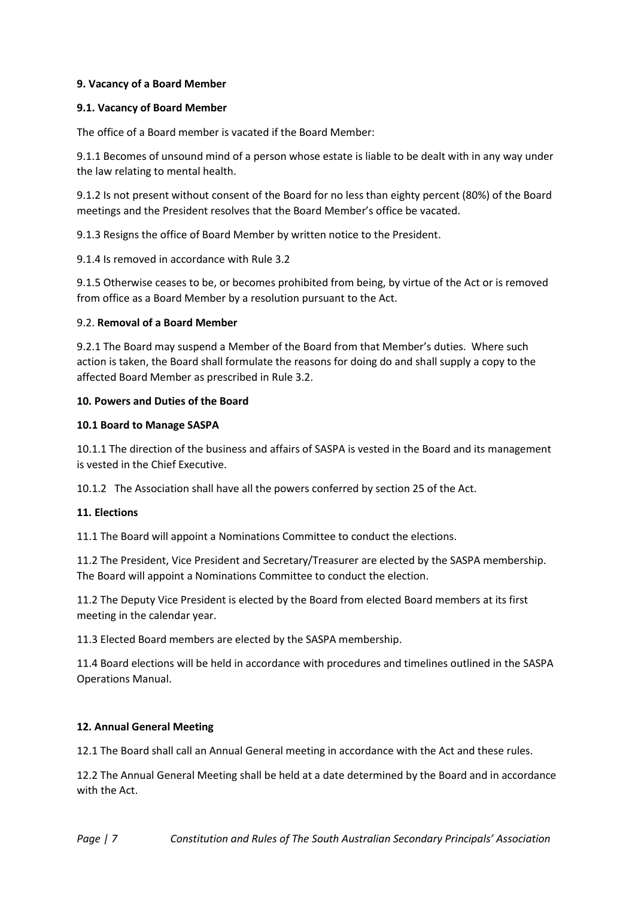### 9. Vacancy of a Board Member

#### 9.1. Vacancy of Board Member

The office of a Board member is vacated if the Board Member:

9.1.1 Becomes of unsound mind of a person whose estate is liable to be dealt with in any way under the law relating to mental health.

9.1.2 Is not present without consent of the Board for no less than eighty percent (80%) of the Board meetings and the President resolves that the Board Member's office be vacated.

9.1.3 Resigns the office of Board Member by written notice to the President.

9.1.4 Is removed in accordance with Rule 3.2

9.1.5 Otherwise ceases to be, or becomes prohibited from being, by virtue of the Act or is removed from office as a Board Member by a resolution pursuant to the Act.

#### 9.2. **Removal of a Board Member**

9.2.1 The Board may suspend a Member of the Board from that Member's duties. Where such action is taken, the Board shall formulate the reasons for doing do and shall supply a copy to the affected Board Member as prescribed in Rule 3.2.

### 10. Powers and Duties of the Board

#### 10.1 Board to Manage SASPA

10.1.1 The direction of the business and affairs of SASPA is vested in the Board and its management is vested in the Chief Executive.

10.1.2 The Association shall have all the powers conferred by section 25 of the Act.

### 11. Elections

11.1 The Board will appoint a Nominations Committee to conduct the elections.

11.2 The President, Vice President and Secretary/Treasurer are elected by the SASPA membership. The Board will appoint a Nominations Committee to conduct the election.

11.2 The Deputy Vice President is elected by the Board from elected Board members at its first meeting in the calendar year.

11.3 Elected Board members are elected by the SASPA membership.

11.4 Board elections will be held in accordance with procedures and timelines outlined in the SASPA Operations Manual.

### 12. Annual General Meeting

12.1 The Board shall call an Annual General meeting in accordance with the Act and these rules.

12.2 The Annual General Meeting shall be held at a date determined by the Board and in accordance with the Act.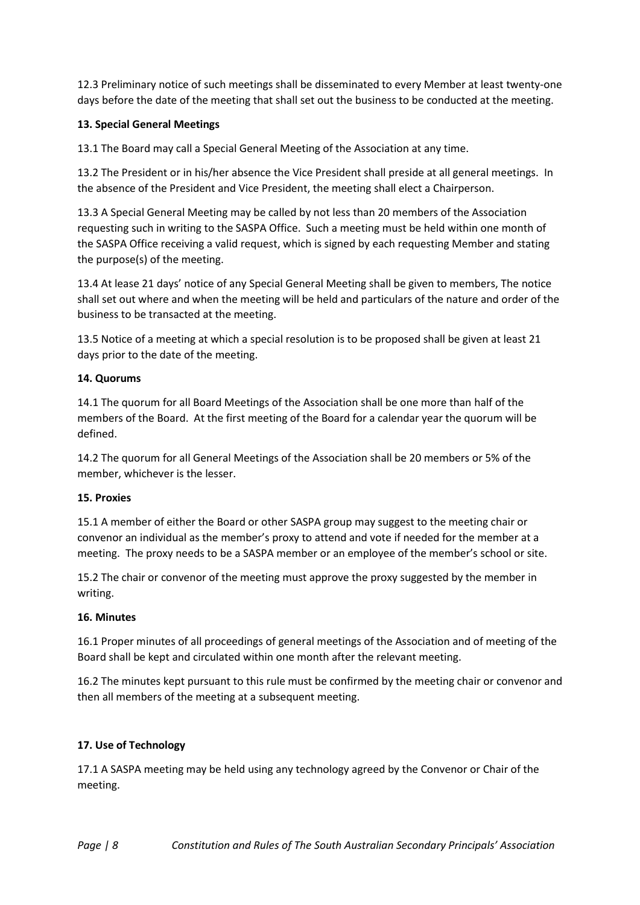12.3 Preliminary notice of such meetings shall be disseminated to every Member at least twenty-one days before the date of the meeting that shall set out the business to be conducted at the meeting.

**13. Special General Meetings**

13.1 The Board may call a Special General Meeting of the Association at any time.

13.2 The President or in his/her absence the Vice President shall preside at all general meetings. In the absence of the President and Vice President, the meeting shall elect a Chairperson.

13.3 A Special General Meeting may be called by not less than 20 members of the Association requesting such in writing to the SASPA Office. Such a meeting must be held within one month of the SASPA Office receiving a valid request, which is signed by each requesting Member and stating the purpose(s) of the meeting.

13.4 At lease 21 days' notice of any Special General Meeting shall be given to members, The notice shall set out where and when the meeting will be held and particulars of the nature and order of the business to be transacted at the meeting.

13.5 Notice of a meeting at which a special resolution is to be proposed shall be given at least 21 days prior to the date of the meeting.

**14. Quorums**

14.1 The quorum for all Board Meetings of the Association shall be one more than half of the members of the Board. At the first meeting of the Board for a calendar year the quorum will be defined.

14.2 The quorum for all General Meetings of the Association shall be 20 members or 5% of the member, whichever is the lesser.

**15. Proxies**

15.1 A member of either the Board or other SASPA group may suggest to the meeting chair or convenor an individual as the member's proxy to attend and vote if needed for the member at a meeting. The proxy needs to be a SASPA member or an employee of the member's school or site.

15.2 The chair or convenor of the meeting must approve the proxy suggested by the member in writing.

**16. Minutes**

16.1 Proper minutes of all proceedings of general meetings of the Association and of meeting of the Board shall be kept and circulated within one month after the relevant meeting.

16.2 The minutes kept pursuant to this rule must be confirmed by the meeting chair or convenor and then all members of the meeting at a subsequent meeting.

**17. Use of Technology**

17.1 A SASPA meeting may be held using any technology agreed by the Convenor or Chair of the meeting.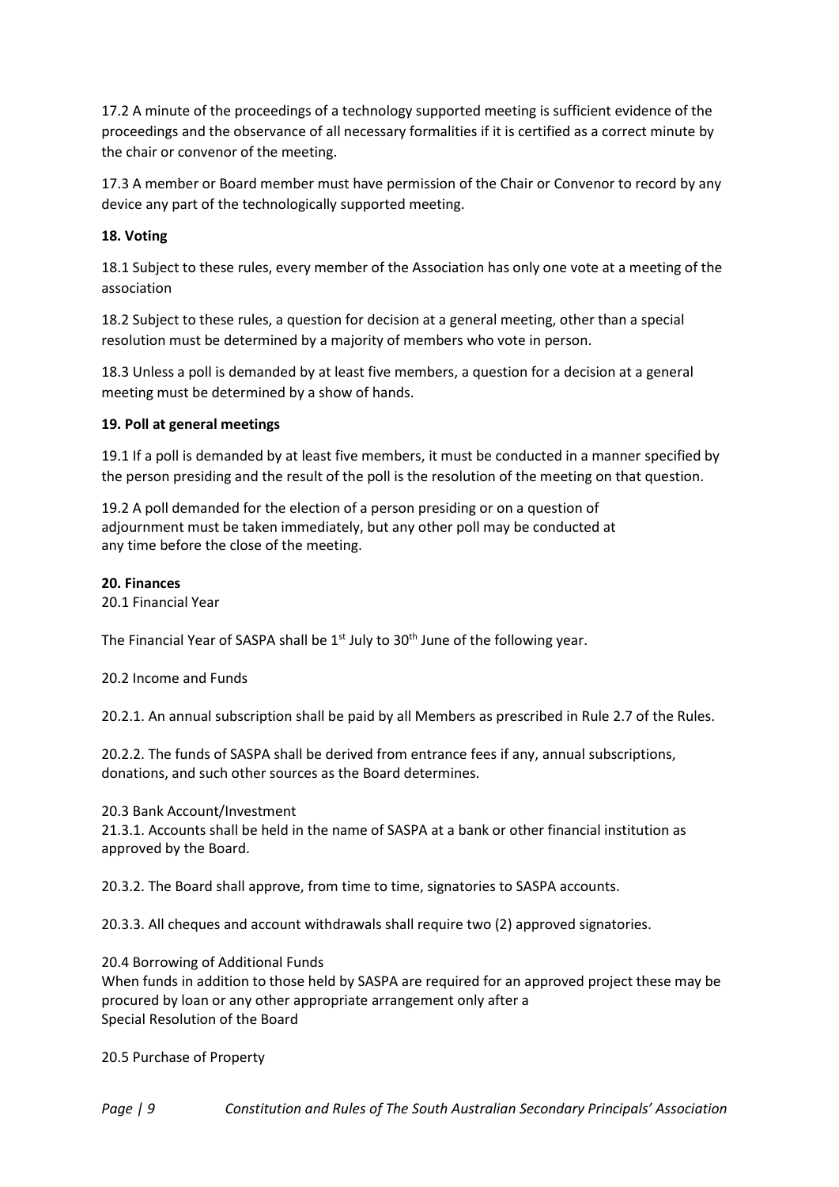17.2 A minute of the proceedings of a technology supported meeting is sufficient evidence of the proceedings and the observance of all necessary formalities if it is certified as a correct minute by the chair or convenor of the meeting.

17.3 A member or Board member must have permission of the Chair or Convenor to record by any device any part of the technologically supported meeting.

**18. Voting**

18.1 Subject to these rules, every member of the Association has only one vote at a meeting of the association

18.2 Subject to these rules, a question for decision at a general meeting, other than a special resolution must be determined by a majority of members who vote in person.

18.3 Unless a poll is demanded by at least five members, a question for a decision at a general meeting must be determined by a show of hands.

**19. Poll at general meetings**

19.1 If a poll is demanded by at least five members, it must be conducted in a manner specified by the person presiding and the result of the poll is the resolution of the meeting on that question.

19.2 A poll demanded for the election of a person presiding or on a question of adjournment must be taken immediately, but any other poll may be conducted at any time before the close of the meeting.

**20. Finances**

20.1 Financial Year

The Financial Year of SASPA shall be 1st July to 30th June of the following year.

20.2 Income and Funds

20.2.1. An annual subscription shall be paid by all Members as prescribed in Rule 2.7 of the Rules.

20.2.2. The funds of SASPA shall be derived from entrance fees if any, annual subscriptions, donations, and such other sources as the Board determines.

20.3 Bank Account/Investment

21.3.1. Accounts shall be held in the name of SASPA at a bank or other financial institution as approved by the Board.

20.3.2. The Board shall approve, from time to time, signatories to SASPA accounts.

20.3.3. All cheques and account withdrawals shall require two (2) approved signatories.

20.4 Borrowing of Additional Funds

When funds in addition to those held by SASPA are required for an approved project these may be procured by loan or any other appropriate arrangement only after a Special Resolution of the Board

20.5 Purchase of Property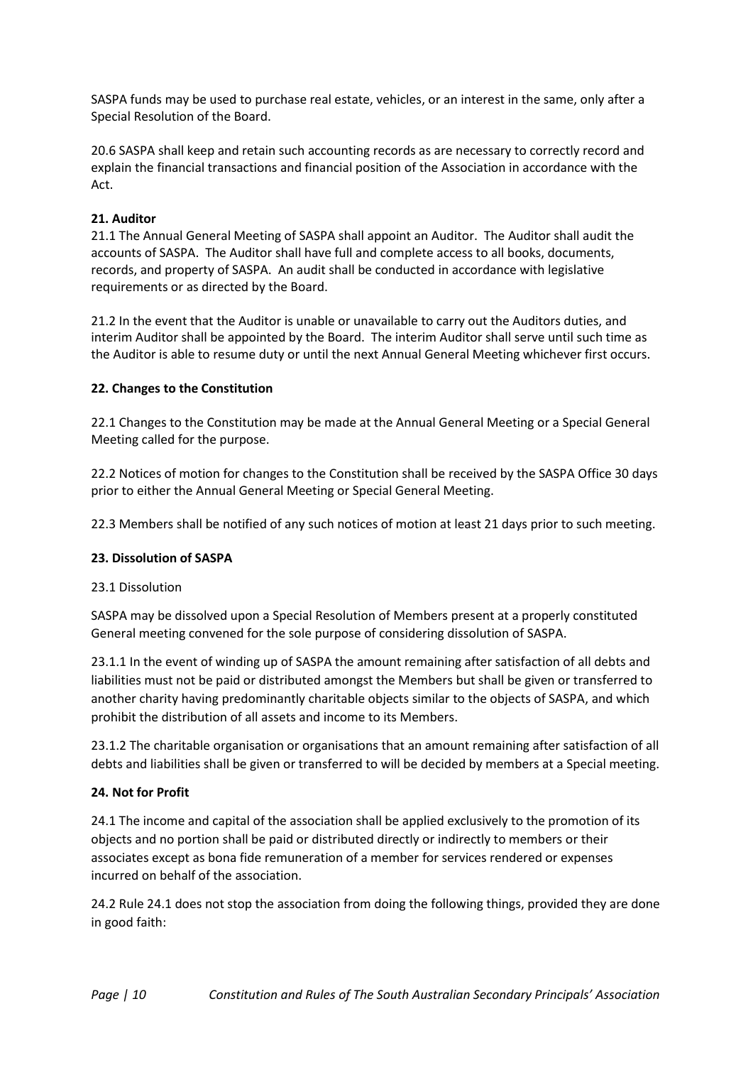SASPA funds may be used to purchase real estate, vehicles, or an interest in the same, only after a Special Resolution of the Board.

20.6 SASPA shall keep and retain such accounting records as are necessary to correctly record and explain the financial transactions and financial position of the Association in accordance with the Act.

**21. Auditor**

21.1 The Annual General Meeting of SASPA shall appoint an Auditor. The Auditor shall audit the accounts of SASPA. The Auditor shall have full and complete access to all books, documents, records, and property of SASPA. An audit shall be conducted in accordance with legislative requirements or as directed by the Board.

21.2 In the event that the Auditor is unable or unavailable to carry out the Auditors duties, and interim Auditor shall be appointed by the Board. The interim Auditor shall serve until such time as the Auditor is able to resume duty or until the next Annual General Meeting whichever first occurs.

**22. Changes to the Constitution**

22.1 Changes to the Constitution may be made at the Annual General Meeting or a Special General Meeting called for the purpose.

22.2 Notices of motion for changes to the Constitution shall be received by the SASPA Office 30 days prior to either the Annual General Meeting or Special General Meeting.

22.3 Members shall be notified of any such notices of motion at least 21 days prior to such meeting.

**23. Dissolution of SASPA**

23.1 Dissolution

SASPA may be dissolved upon a Special Resolution of Members present at a properly constituted General meeting convened for the sole purpose of considering dissolution of SASPA.

23.1.1 In the event of winding up of SASPA the amount remaining after satisfaction of all debts and liabilities must not be paid or distributed amongst the Members but shall be given or transferred to another charity having predominantly charitable objects similar to the objects of SASPA, and which prohibit the distribution of all assets and income to its Members.

23.1.2 The charitable organisation or organisations that an amount remaining after satisfaction of all debts and liabilities shall be given or transferred to will be decided by members at a Special meeting.

**24. Not for Profit**

24.1 The income and capital of the association shall be applied exclusively to the promotion of its objects and no portion shall be paid or distributed directly or indirectly to members or their associates except as bona fide remuneration of a member for services rendered or expenses incurred on behalf of the association.

24.2 Rule 24.1 does not stop the association from doing the following things, provided they are done in good faith: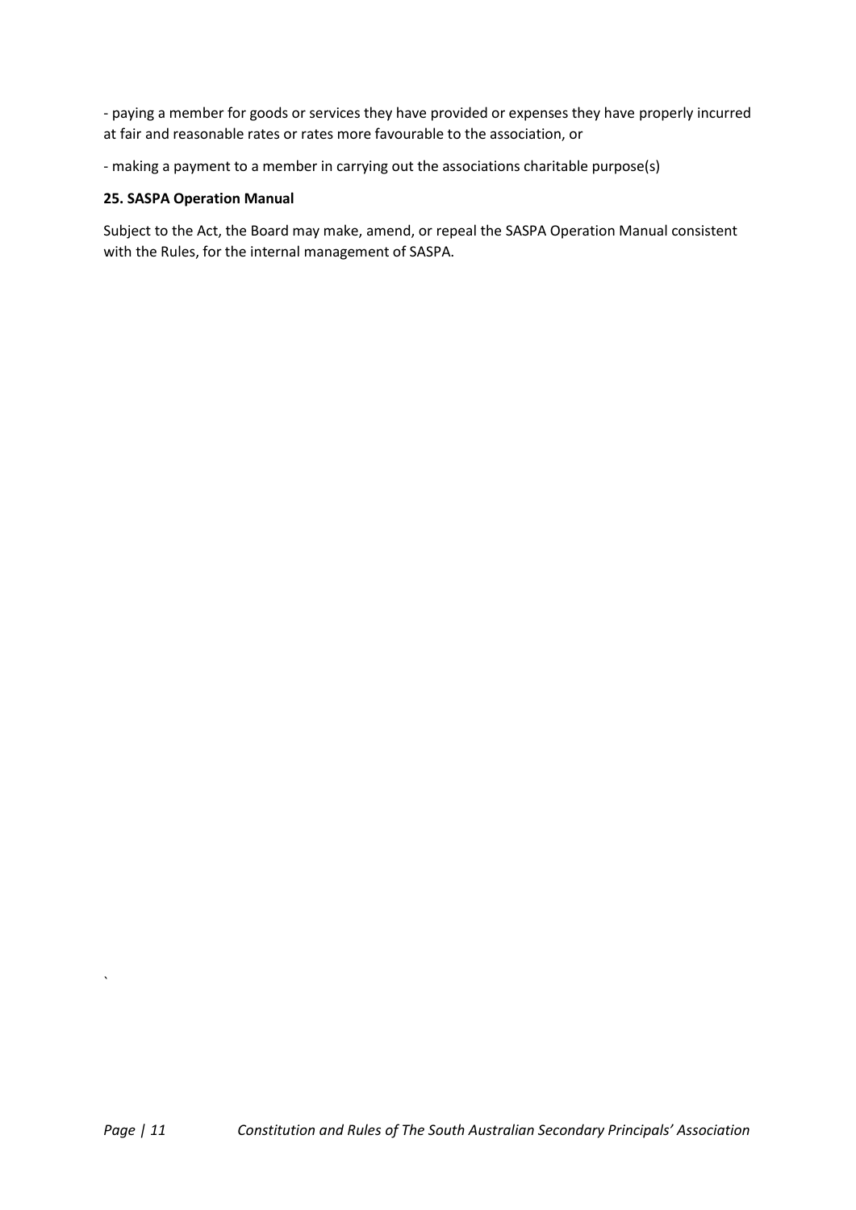- paying a member for goods or services they have provided or expenses they have properly incurred at fair and reasonable rates or rates more favourable to the association, or

- making a payment to a member in carrying out the associations charitable purpose(s)

**25. SASPA Operation Manual**

Subject to the Act, the Board may make, amend, or repeal the SASPA Operation Manual consistent with the Rules, for the internal management of SASPA.